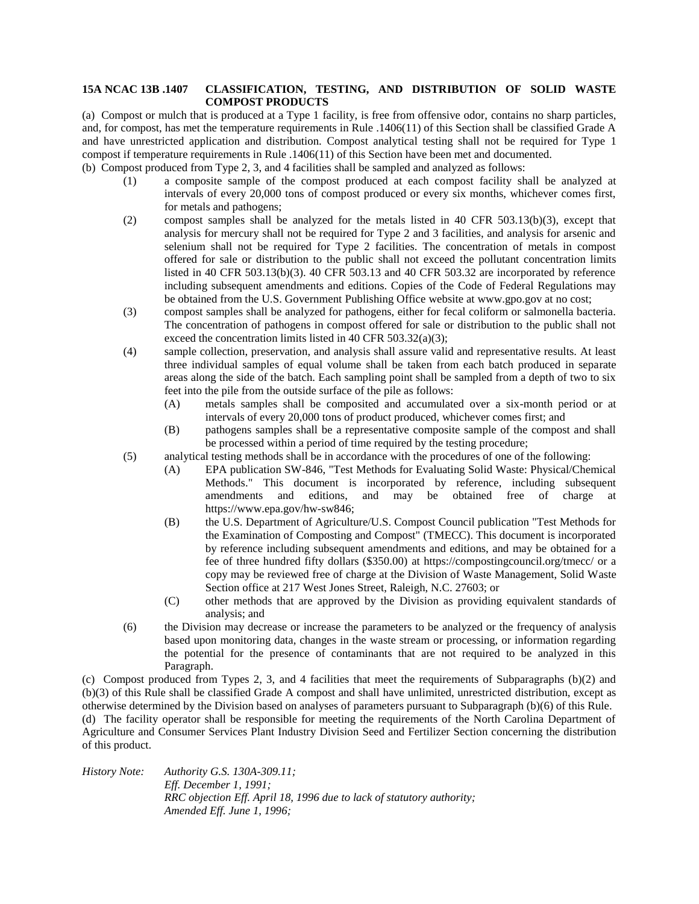**15A NCAC 13B .1407 CLASSIFICATION, TESTING, AND DISTRIBUTION OF SOLID WASTE COMPOST PRODUCTS**

(a) Compost or mulch that is produced at a Type 1 facility, is free from offensive odor, contains no sharp particles, and, for compost, has met the temperature requirements in Rule .1406(11) of this Section shall be classified Grade A and have unrestricted application and distribution. Compost analytical testing shall not be required for Type 1 compost if temperature requirements in Rule .1406(11) of this Section have been met and documented.

(b) Compost produced from Type 2, 3, and 4 facilities shall be sampled and analyzed as follows:

(1) a composite sample of the compost produced at each compost facility shall be analyzed at intervals of every 20,000 tons of compost produced or every six months, whichever comes first, for metals and pathogens;

(2) compost samples shall be analyzed for the metals listed in 40 CFR 503.13(b)(3), except that analysis for mercury shall not be required for Type 2 and 3 facilities, and analysis for arsenic and selenium shall not be required for Type 2 facilities. The concentration of metals in compost offered for sale or distribution to the public shall not exceed the pollutant concentration limits listed in 40 CFR 503.13(b)(3). 40 CFR 503.13 and 40 CFR 503.32 are incorporated by reference including subsequent amendments and editions. Copies of the Code of Federal Regulations may be obtained from the U.S. Government Publishing Office website at www.gpo.gov at no cost;

(3) compost samples shall be analyzed for pathogens, either for fecal coliform or salmonella bacteria. The concentration of pathogens in compost offered for sale or distribution to the public shall not exceed the concentration limits listed in 40 CFR 503.32(a)(3);

(4) sample collection, preservation, and analysis shall assure valid and representative results. At least three individual samples of equal volume shall be taken from each batch produced in separate areas along the side of the batch. Each sampling point shall be sampled from a depth of two to six feet into the pile from the outside surface of the pile as follows:

(A) metals samples shall be composited and accumulated over a six-month period or at intervals of every 20,000 tons of product produced, whichever comes first; and

(B) pathogens samples shall be a representative composite sample of the compost and shall be processed within a period of time required by the testing procedure;

(5) analytical testing methods shall be in accordance with the procedures of one of the following:

(A) EPA publication SW-846, "Test Methods for Evaluating Solid Waste: Physical/Chemical Methods." This document is incorporated by reference, including subsequent amendments and editions, and may be obtained free of charge at https://www.epa.gov/hw-sw846;

(B) the U.S. Department of Agriculture/U.S. Compost Council publication "Test Methods for the Examination of Composting and Compost" (TMECC). This document is incorporated by reference including subsequent amendments and editions, and may be obtained for a fee of three hundred fifty dollars ($350.00) at https://compostingcouncil.org/tmecc/ or a copy may be reviewed free of charge at the Division of Waste Management, Solid Waste Section office at 217 West Jones Street, Raleigh, N.C. 27603; or

(C) other methods that are approved by the Division as providing equivalent standards of analysis; and

(6) the Division may decrease or increase the parameters to be analyzed or the frequency of analysis based upon monitoring data, changes in the waste stream or processing, or information regarding the potential for the presence of contaminants that are not required to be analyzed in this Paragraph.

(c) Compost produced from Types 2, 3, and 4 facilities that meet the requirements of Subparagraphs (b)(2) and (b)(3) of this Rule shall be classified Grade A compost and shall have unlimited, unrestricted distribution, except as otherwise determined by the Division based on analyses of parameters pursuant to Subparagraph (b)(6) of this Rule.

(d) The facility operator shall be responsible for meeting the requirements of the North Carolina Department of Agriculture and Consumer Services Plant Industry Division Seed and Fertilizer Section concerning the distribution of this product.

*History Note: Authority G.S. 130A-309.11;*
*Eff. December 1, 1991;*
*RRC objection Eff. April 18, 1996 due to lack of statutory authority;*
*Amended Eff. June 1, 1996;*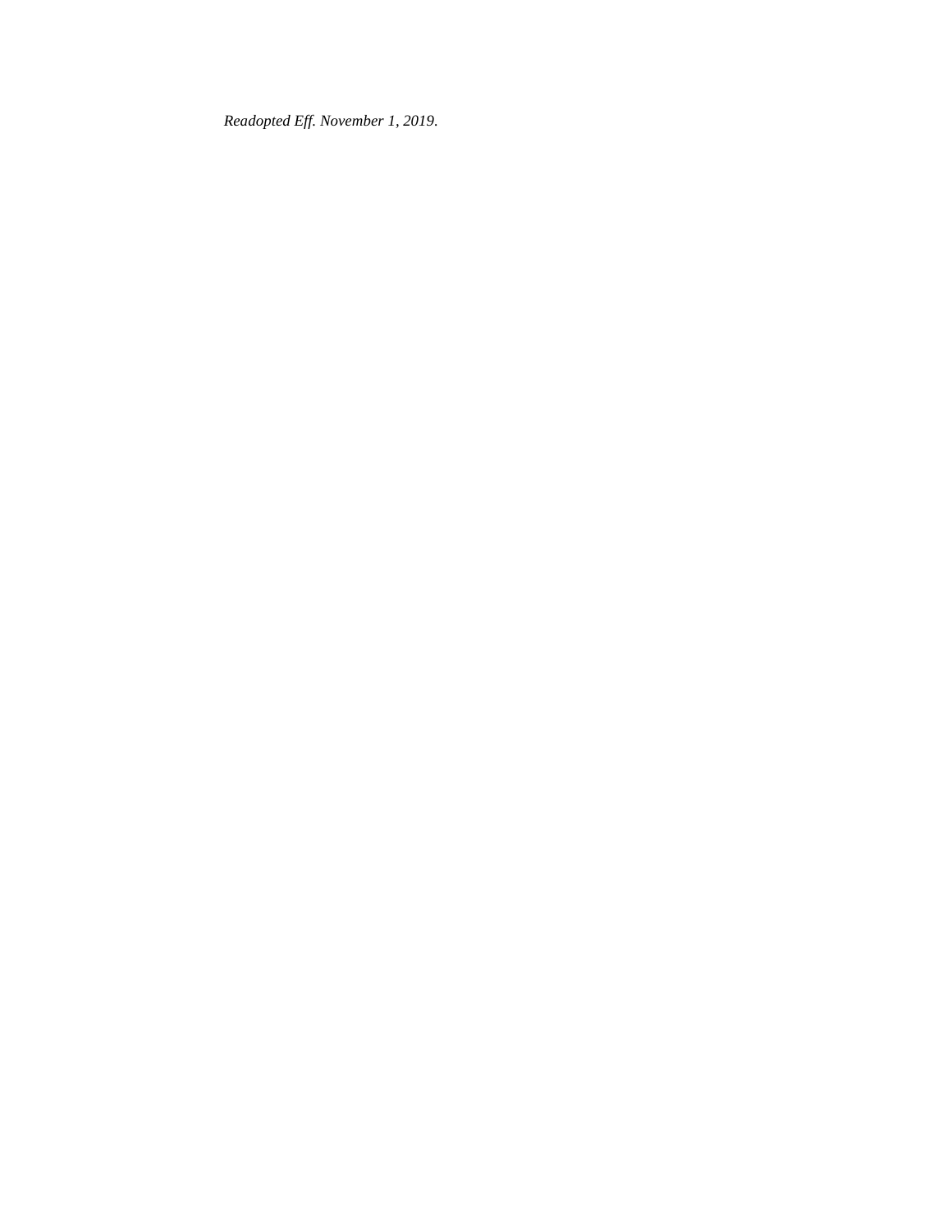*Readopted Eff. November 1, 2019.*